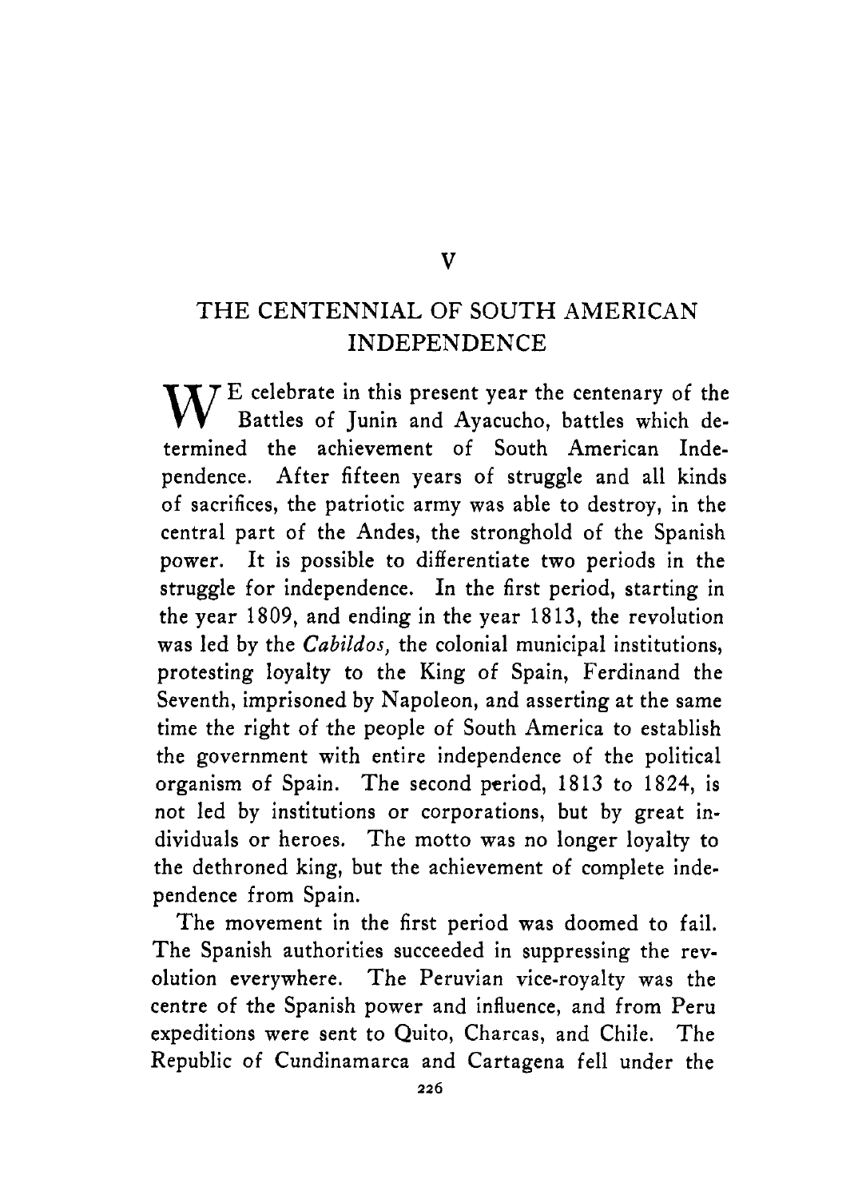# V

## THE CENTENNIAL OF SOUTH AMERICAN INDEPENDENCE

WE celebrate in this present year the centenary of the Battles of Junin and Ayacucho, battles which determined the achievement of South American Independence. After fifteen years of struggle and all kinds of sacrifices, the patriotic army was able to destroy, in the central part of the Andes, the stronghold of the Spanish power. It is possible to differentiate two periods in the struggle for independence. In the first period, starting in the year 1809, and ending in the year 1813, the revolution was led by the *Cabildos,* the colonial municipal institutions, protesting loyalty to the King of Spain, Ferdinand the Seventh, imprisoned by Napoleon, and asserting at the same time the right of the people of South America to establish the government with entire independence of the political organism of Spain. The second period, 1813 to 1824, is not led by institutions or corporations, but by great individuals or heroes. The motto was no longer loyalty to the dethroned king, but the achievement of complete independence from Spain.

The movement in the first period was doomed to fail. The Spanish authorities succeeded in suppressing the revolution everywhere. The Peruvian vice-royalty was the centre of the Spanish power and influence, and from Peru expeditions were sent to Quito, Charcas, and Chile. The Republic of Cundinamarca and Cartagena fell under the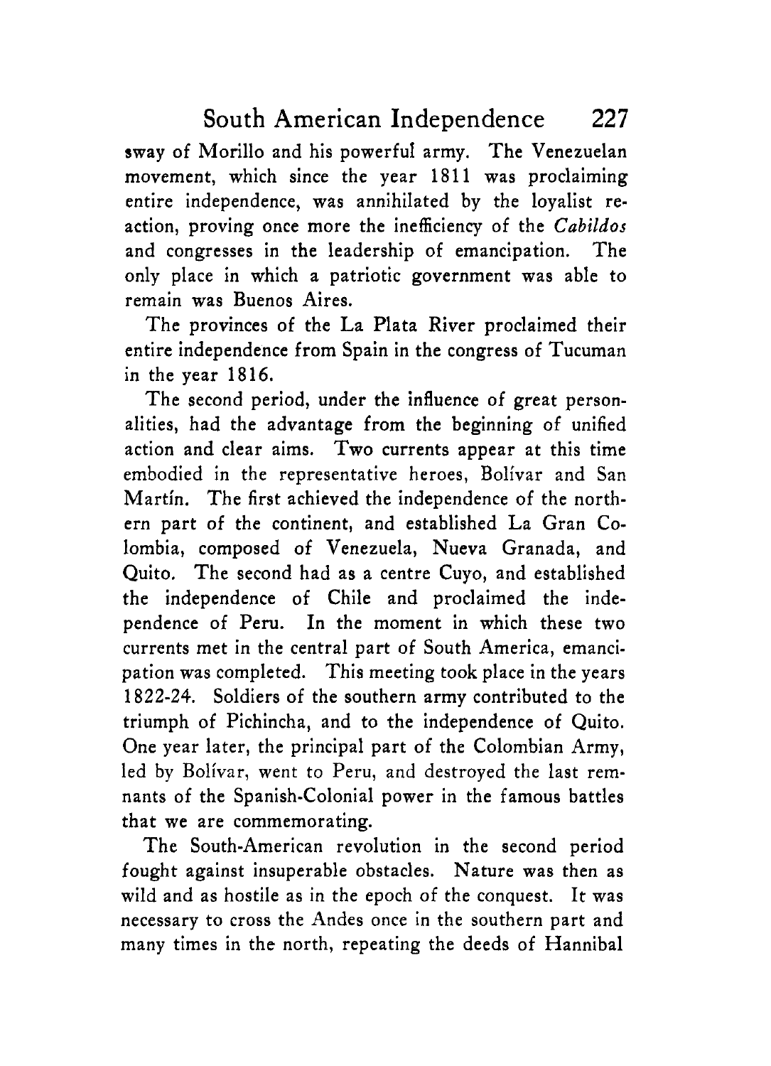sway of Morillo and his powerful army. The Venezuelan movement, which since the year 1811 was proclaiming entire independence, was annihilated by the loyalist reaction, proving once more the inefficiency of the *Cabildos* and congresses in the leadership of emancipation. The only place in which a patriotic government was able to remain was Buenos Aires.

The provinces of the La Plata River proclaimed their entire independence from Spain in the congress of Tucuman in the year 1816.

The second period, under the influence of great personalities, had the advantage from the beginning of unified action and clear aims. Two currents appear at this time embodied in the representative heroes, Bolívar and San Martín. The first achieved the independence of the northern part of the continent, and established La Gran Colombia, composed of Venezuela, Nueva Granada, and Quito. The second had as a centre Cuyo, and established the independence of Chile and proclaimed the independence of Peru. In the moment in which these two currents met in the central part of South America, emancipation was completed. This meeting took place in the years 1822-24. Soldiers of the southern army contributed to the triumph of Pichincha, and to the independence of Quito. One year later, the principal part of the Colombian Army, led by Bolívar, went to Peru, and destroyed the last remnants of the Spanish-Colonial power in the famous battles that we are commemorating.

The South-American revolution in the second period fought against insuperable obstacles. Nature was then as wild and as hostile as in the epoch of the conquest. It was necessary to cross the Andes once in the southern part and many times in the north, repeating the deeds of Hannibal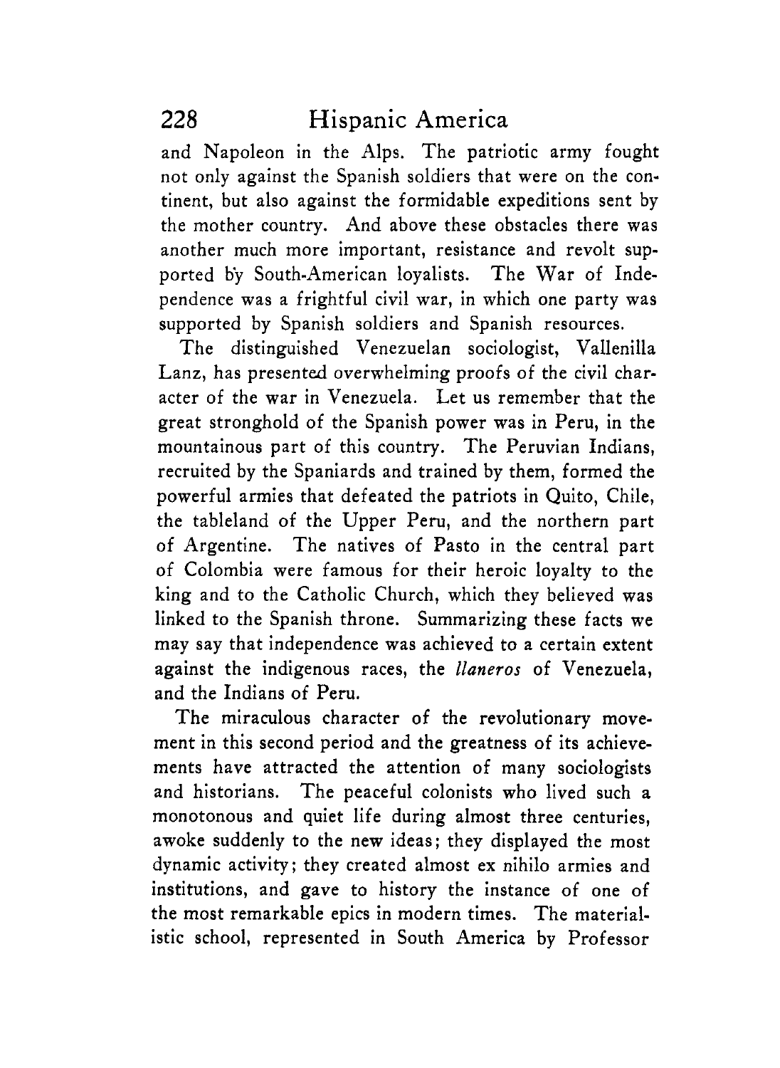and Napoleon in the Alps. The patriotic army fought not only against the Spanish soldiers that were on the continent, but also against the formidable expeditions sent by the mother country. And above these obstacles there was another much more important, resistance and revolt supported by South-American loyalists. The War of Independence was a frightful civil war, in which one party was supported by Spanish soldiers and Spanish resources.

The distinguished Venezuelan sociologist, Vallenilla Lanz, has presented overwhelming proofs of the civil character of the war in Venezuela. Let us remember that the great stronghold of the Spanish power was in Peru, in the mountainous part of this country. The Peruvian Indians, recruited by the Spaniards and trained by them, formed the powerful armies that defeated the patriots in Quito, Chile, the tableland of the Upper Peru, and the northern part of Argentine. The natives of Pasto in the central part of Colombia were famous for their heroic loyalty to the king and to the Catholic Church, which they believed was linked to the Spanish throne. Summarizing these facts we may say that independence was achieved to a certain extent against the indigenous races, the *llaneros* of Venezuela, and the Indians of Peru.

The miraculous character of the revolutionary movement in this second period and the greatness of its achievements have attracted the attention of many sociologists and historians. The peaceful colonists who lived such a monotonous and quiet life during almost three centuries, awoke suddenly to the new ideas; they displayed the most dynamic activity; they created almost ex nihilo armies and institutions, and gave to history the instance of one of the most remarkable epics in modern times. The materialistic school, represented in South America by Professor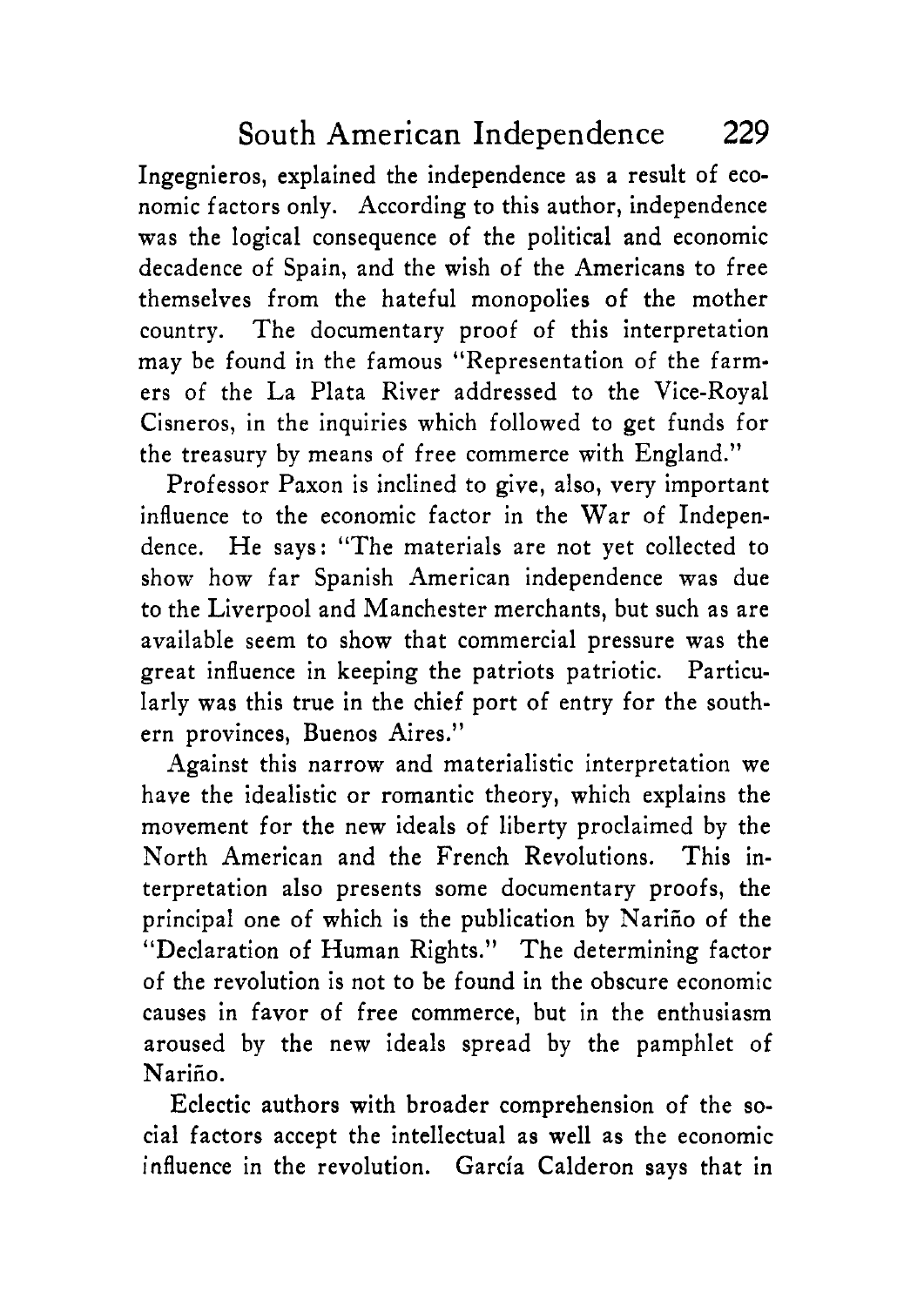Ingegnieros, explained the independence as a result of economic factors only. According to this author, independence was the logical consequence of the political and economic decadence of Spain, and the wish of the Americans to free themselves from the hateful monopolies of the mother country. The documentary proof of this interpretation may be found in the famous "Representation of the farmers of the La Plata River addressed to the Vice-Royal Cisneros, in the inquiries which followed to get funds for the treasury by means of free commerce with England."

Professor Paxon is inclined to give, also, very important influence to the economic factor in the War of Independence. He says: "The materials are not yet collected to show how far Spanish American independence was due to the Liverpool and Manchester merchants, but such as are available seem to show that commercial pressure was the great influence in keeping the patriots patriotic. Particularly was this true in the chief port of entry for the southern provinces, Buenos Aires."

Against this narrow and materialistic interpretation we have the idealistic or romantic theory, which explains the movement for the new ideals of liberty proclaimed by the North American and the French Revolutions. This interpretation also presents some documentary proofs, the principal one of which is the publication by Nariño of the "Declaration of Human Rights." The determining factor of the revolution is not to be found in the obscure economic causes in favor of free commerce, but in the enthusiasm aroused by the new ideals spread by the pamphlet of Nariño.

Eclectic authors with broader comprehension of the social factors accept the intellectual as well as the economic influence in the revolution. García Calderon says that in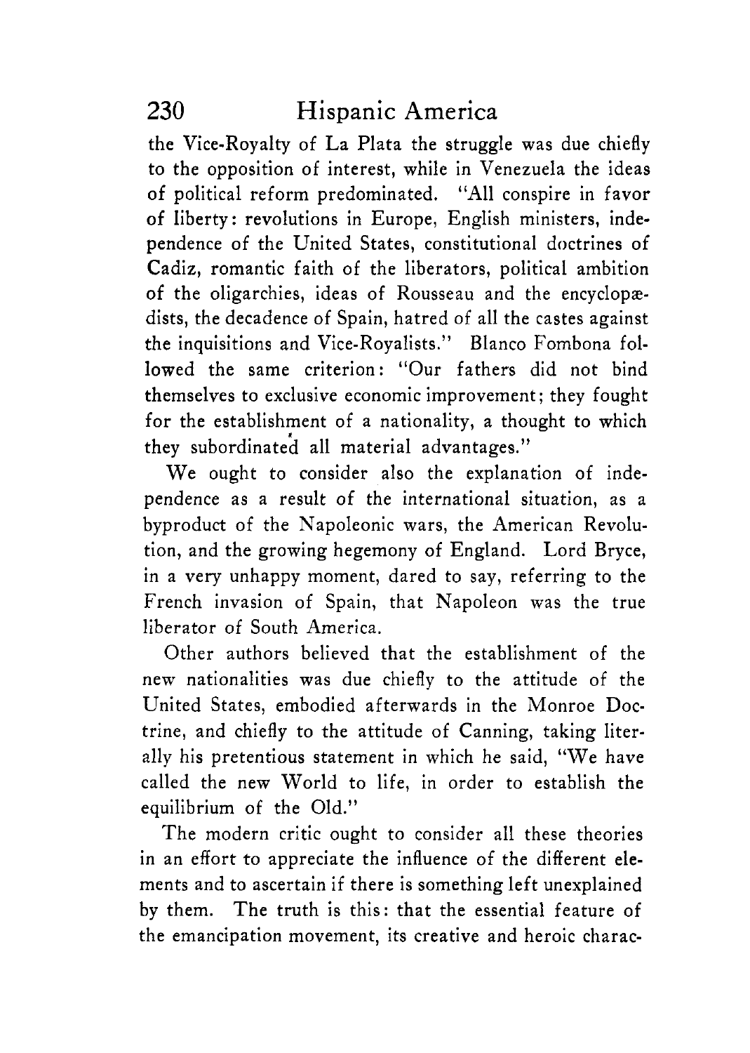the Vice-Royalty of La Plata the struggle was due chiefly to the opposition of interest, while in Venezuela the ideas of political reform predominated. "All conspire in favor of liberty: revolutions in Europe, English ministers, independence of the United States, constitutional doctrines of Cadiz, romantic faith of the liberators, political ambition of the oligarchies, ideas of Rousseau and the encyclopædists, the decadence of Spain, hatred of all the castes against the inquisitions and Vice-Royalists." Blanco Fombona followed the same criterion: "Our fathers did not bind themselves to exclusive economic improvement; they fought for the establishment of a nationality, a thought to which they subordinated all material advantages."

We ought to consider also the explanation of independence as a result of the international situation, as a byproduct of the Napoleonic wars, the American Revolution, and the growing hegemony of England. Lord Bryce, in a very unhappy moment, dared to say, referring to the French invasion of Spain, that Napoleon was the true liberator of South America.

Other authors believed that the establishment of the new nationalities was due chiefly to the attitude of the United States, embodied afterwards in the Monroe Doctrine, and chiefly to the attitude of Canning, taking literally his pretentious statement in which he said, "We have called the new World to life, in order to establish the equilibrium of the Old."

The modern critic ought to consider all these theories in an effort to appreciate the influence of the different elements and to ascertain if there is something left unexplained by them. The truth is this: that the essential feature of the emancipation movement, its creative and heroic charac-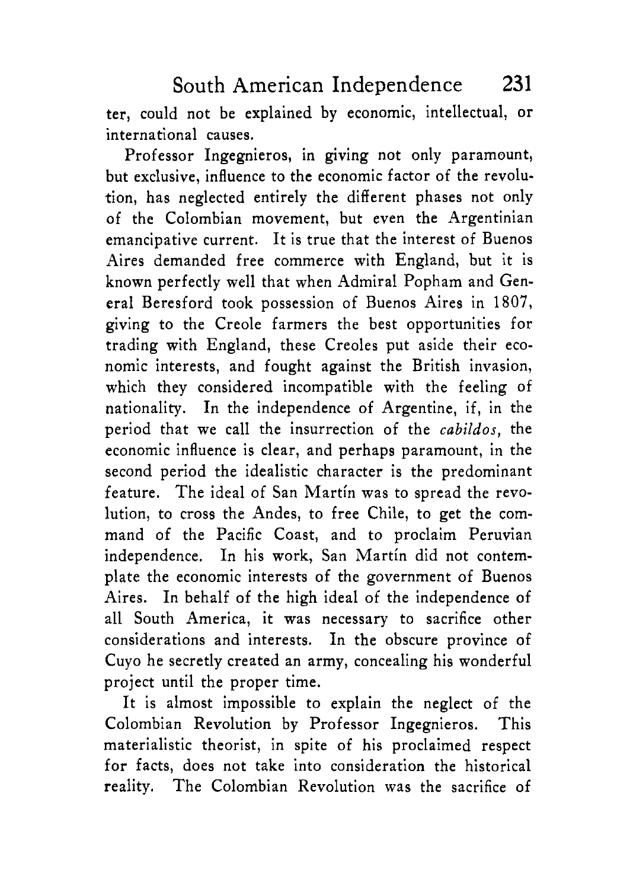ter, could not be explained by economic, intellectual, or international causes.

Professor Ingegnieros, in giving not only paramount, but exclusive, influence to the economic factor of the revolution, has neglected entirely the different phases not only of the Colombian movement, but even the Argentinian emancipative current. It is true that the interest of Buenos Aires demanded free commerce with England, but it is known perfectly well that when Admiral Popham and General Beresford took possession of Buenos Aires in 1807, giving to the Creole farmers the best opportunities for trading with England, these Creoles put aside their economic interests, and fought against the British invasion, which they considered incompatible with the feeling of nationality. In the independence of Argentine, if, in the period that we call the insurrection of the *cabildos,* the economic influence is clear, and perhaps paramount, in the second period the idealistic character is the predominant feature. The ideal of San Martín was to spread the revolution, to cross the Andes, to free Chile, to get the command of the Pacific Coast, and to proclaim Peruvian independence. In his work, San Martín did not contemplate the economic interests of the government of Buenos Aires. In behalf of the high ideal of the independence of all South America, it was necessary to sacrifice other considerations and interests. In the obscure province of Cuyo he secretly created an army, concealing his wonderful project until the proper time.

It is almost impossible to explain the neglect of the Colombian Revolution by Professor Ingegnieros. This materialistic theorist, in spite of his proclaimed respect for facts, does not take into consideration the historical reality. The Colombian Revolution was the sacrifice of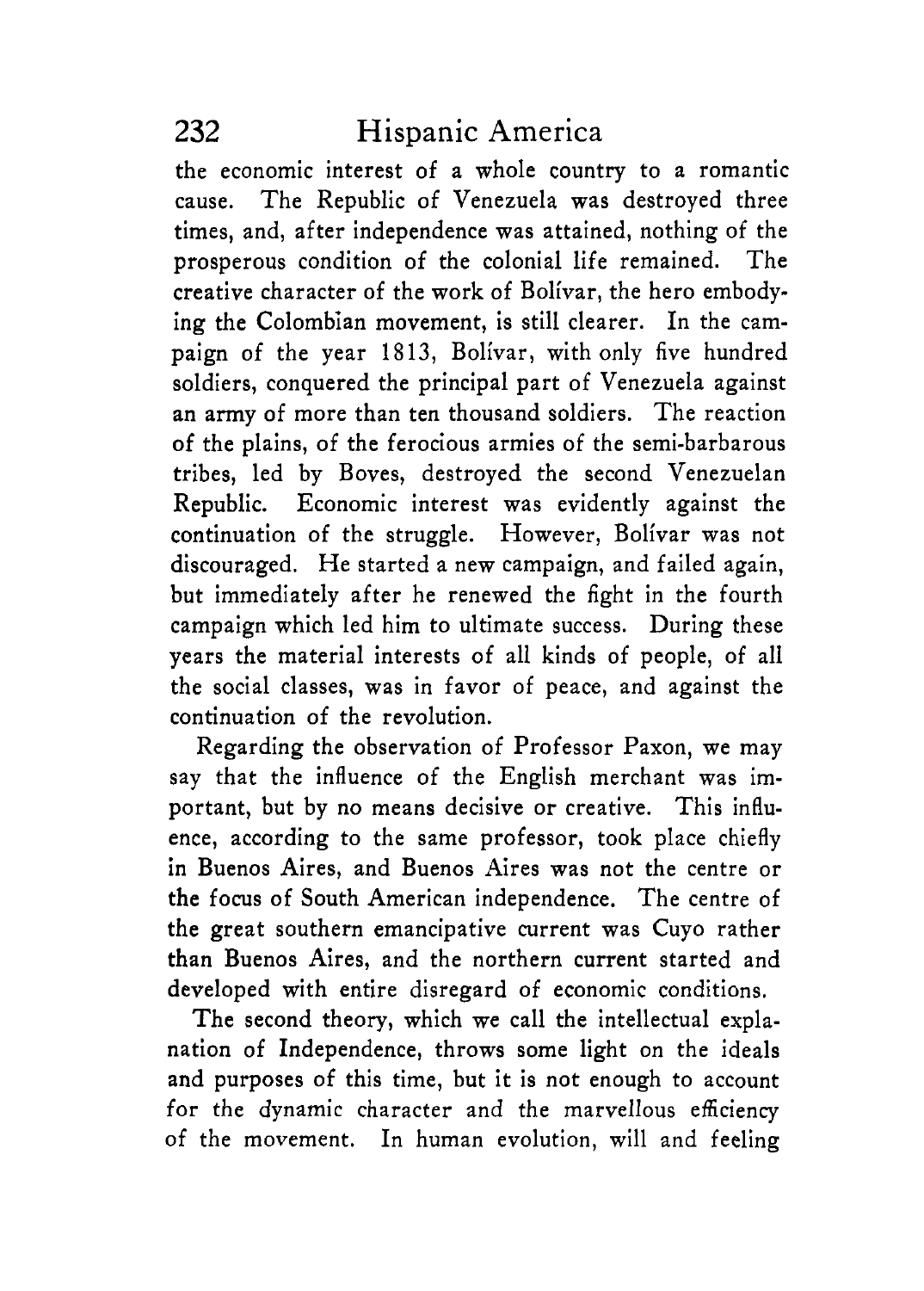the economic interest of a whole country to a romantic cause. The Republic of Venezuela was destroyed three times, and, after independence was attained, nothing of the prosperous condition of the colonial life remained. The creative character of the work of Bolívar, the hero embodying the Colombian movement, is still clearer. In the campaign of the year 1813, Bolívar, with only five hundred soldiers, conquered the principal part of Venezuela against an army of more than ten thousand soldiers. The reaction of the plains, of the ferocious armies of the semi-barbarous tribes, led by Boves, destroyed the second Venezuelan Republic. Economic interest was evidently against the continuation of the struggle. However, Bolívar was not discouraged. He started a new campaign, and failed again, but immediately after he renewed the fight in the fourth campaign which led him to ultimate success. During these years the material interests of all kinds of people, of all the social classes, was in favor of peace, and against the continuation of the revolution.

Regarding the observation of Professor Paxon, we may say that the influence of the English merchant was important, but by no means decisive or creative. This influence, according to the same professor, took place chiefly in Buenos Aires, and Buenos Aires was not the centre or the focus of South American independence. The centre of the great southern emancipative current was Cuyo rather than Buenos Aires, and the northern current started and developed with entire disregard of economic conditions.

The second theory, which we call the intellectual explanation of Independence, throws some light on the ideals and purposes of this time, but it is not enough to account for the dynamic character and the marvellous efficiency of the movement. In human evolution, will and feeling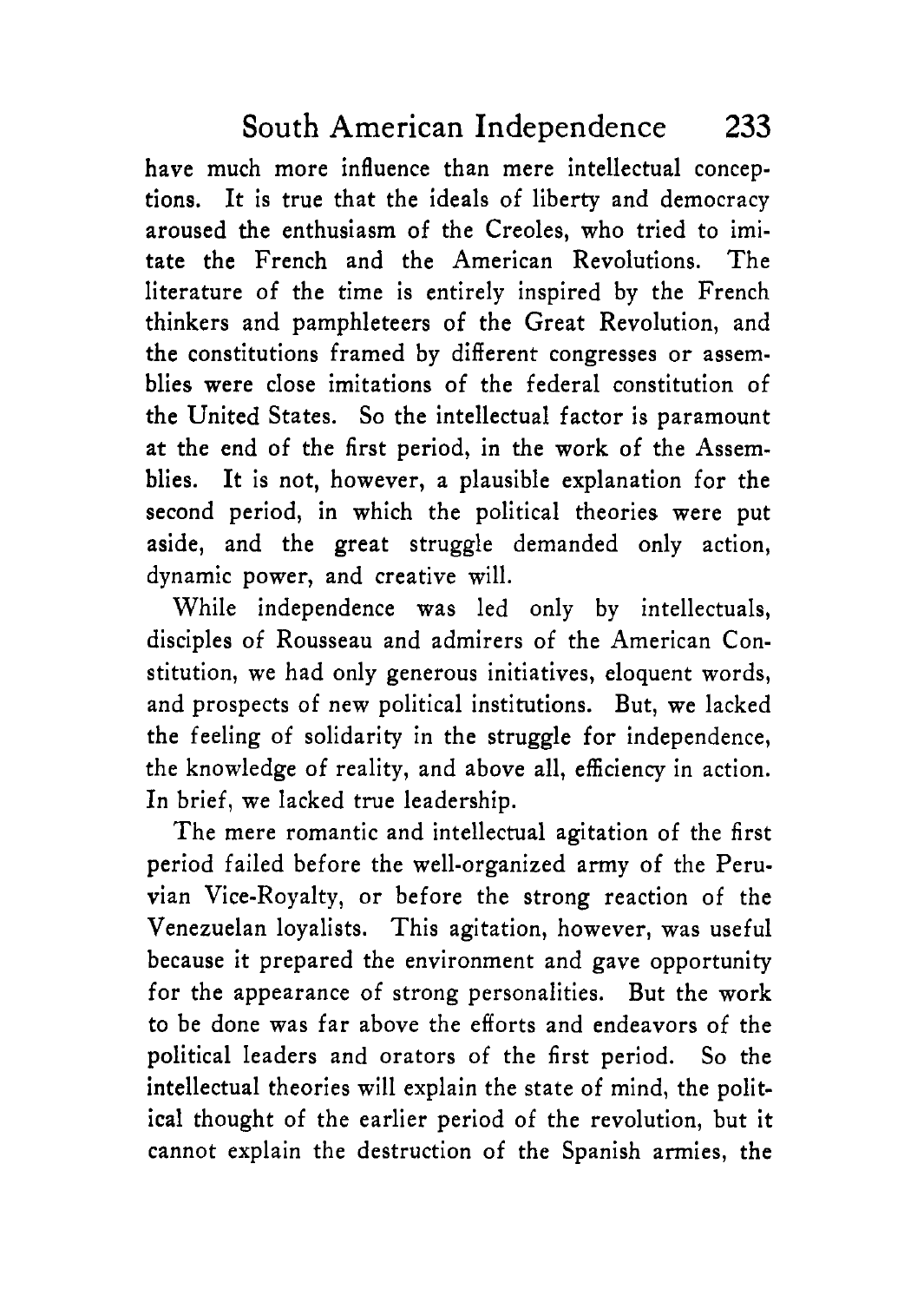have much more influence than mere intellectual conceptions. It is true that the ideals of liberty and democracy aroused the enthusiasm of the Creoles, who tried to imitate the French and the American Revolutions. The literature of the time is entirely inspired by the French thinkers and pamphleteers of the Great Revolution, and the constitutions framed by different congresses or assemblies were close imitations of the federal constitution of the United States. So the intellectual factor is paramount at the end of the first period, in the work of the Assemblies. It is not, however, a plausible explanation for the second period, in which the political theories were put aside, and the great struggle demanded only action, dynamic power, and creative will.

While independence was led only by intellectuals, disciples of Rousseau and admirers of the American Constitution, we had only generous initiatives, eloquent words, and prospects of new political institutions. But, we lacked the feeling of solidarity in the struggle for independence, the knowledge of reality, and above all, efficiency in action. In brief, we lacked true leadership.

The mere romantic and intellectual agitation of the first period failed before the well-organized army of the Peruvian Vice-Royalty, or before the strong reaction of the Venezuelan loyalists. This agitation, however, was useful because it prepared the environment and gave opportunity for the appearance of strong personalities. But the work to be done was far above the efforts and endeavors of the political leaders and orators of the first period. So the intellectual theories will explain the state of mind, the political thought of the earlier period of the revolution, but it cannot explain the destruction of the Spanish armies, the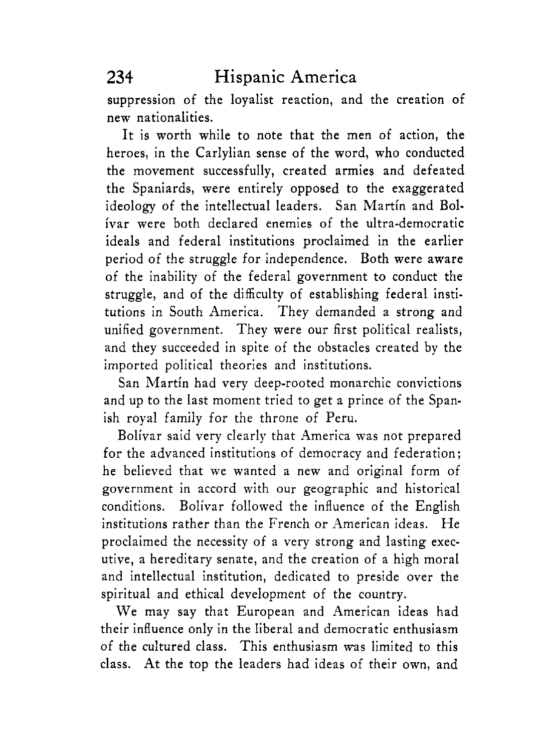suppression of the loyalist reaction, and the creation of new nationalities.

It is worth while to note that the men of action, the heroes, in the Carlylian sense of the word, who conducted the movement successfully, created armies and defeated the Spaniards, were entirely opposed to the exaggerated ideology of the intellectual leaders. San Martín and Bolívar were both declared enemies of the ultra-democratic ideals and federal institutions proclaimed in the earlier period of the struggle for independence. Both were aware of the inability of the federal government to conduct the struggle, and of the difficulty of establishing federal institutions in South America. They demanded a strong and unified government. They were our first political realists, and they succeeded in spite of the obstacles created by the imported political theories and institutions.

San Martín had very deep-rooted monarchic convictions and up to the last moment tried to get a prince of the Spanish royal family for the throne of Peru.

Bolívar said very clearly that America was not prepared for the advanced institutions of democracy and federation; he believed that we wanted a new and original form of government in accord with our geographic and historical conditions. Bolívar followed the influence of the English institutions rather than the French or American ideas. He proclaimed the necessity of a very strong and lasting executive, a hereditary senate, and the creation of a high moral and intellectual institution, dedicated to preside over the spiritual and ethical development of the country.

We may say that European and American ideas had their influence only in the liberal and democratic enthusiasm of the cultured class. This enthusiasm was limited to this class. At the top the leaders had ideas of their own, and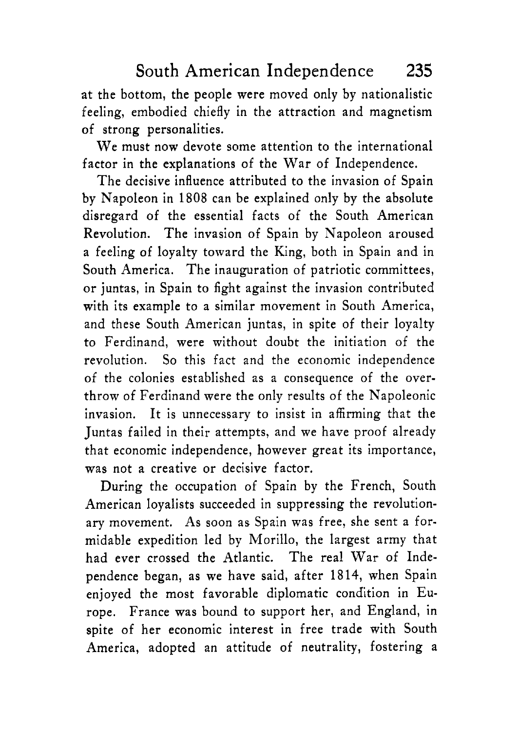at the bottom, the people were moved only by nationalistic feeling, embodied chiefly in the attraction and magnetism of strong personalities.

We must now devote some attention to the international factor in the explanations of the War of Independence.

The decisive influence attributed to the invasion of Spain by Napoleon in 1808 can be explained only by the absolute disregard of the essential facts of the South American Revolution. The invasion of Spain by Napoleon aroused a feeling of loyalty toward the King, both in Spain and in South America. The inauguration of patriotic committees, or juntas, in Spain to fight against the invasion contributed with its example to a similar movement in South America, and these South American juntas, in spite of their loyalty to Ferdinand, were without doubt the initiation of the revolution. So this fact and the economic independence of the colonies established as a consequence of the overthrow of Ferdinand were the only results of the Napoleonic invasion. It is unnecessary to insist in affirming that the Juntas failed in their attempts, and we have proof already that economic independence, however great its importance, was not a creative or decisive factor.

During the occupation of Spain by the French, South American loyalists succeeded in suppressing the revolutionary movement. As soon as Spain was free, she sent a formidable expedition led by Morillo, the largest army that had ever crossed the Atlantic. The real War of Independence began, as we have said, after 1814, when Spain enjoyed the most favorable diplomatic condition in Europe. France was bound to support her, and England, in spite of her economic interest in free trade with South America, adopted an attitude of neutrality, fostering a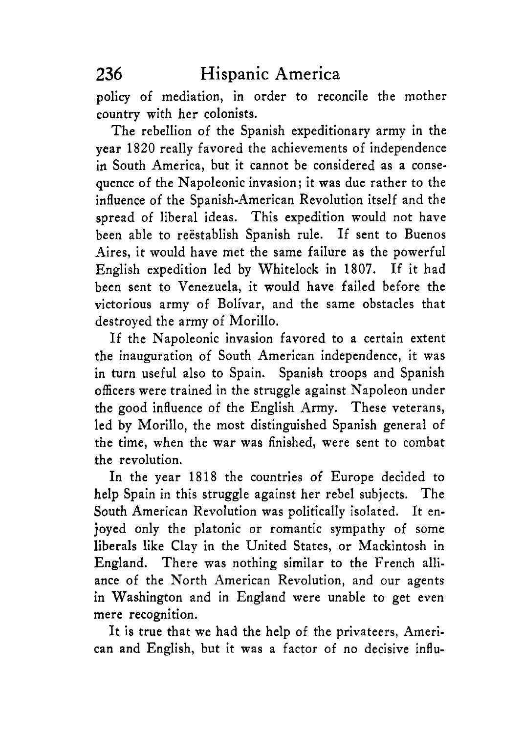policy of mediation, in order to reconcile the mother country with her colonists.

The rebellion of the Spanish expeditionary army in the year 1820 really favored the achievements of independence in South America, but it cannot be considered as a consequence of the Napoleonic invasion; it was due rather to the influence of the Spanish-American Revolution itself and the spread of liberal ideas. This expedition would not have been able to reëstablish Spanish rule. If sent to Buenos Aires, it would have met the same failure as the powerful English expedition led by Whitelock in 1807. If it had been sent to Venezuela, it would have failed before the victorious army of Bolívar, and the same obstacles that destroyed the army of Morillo.

If the Napoleonic invasion favored to a certain extent the inauguration of South American independence, it was in turn useful also to Spain. Spanish troops and Spanish officers were trained in the struggle against Napoleon under the good influence of the English Army. These veterans, led by Morillo, the most distinguished Spanish general of the time, when the war was finished, were sent to combat the revolution.

In the year 1818 the countries of Europe decided to help Spain in this struggle against her rebel subjects. The South American Revolution was politically isolated. It enjoyed only the platonic or romantic sympathy of some liberals like Clay in the United States, or Mackintosh in England. There was nothing similar to the French alliance of the North American Revolution, and our agents in Washington and in England were unable to get even mere recognition.

It is true that we had the help of the privateers, American and English, but it was a factor of no decisive influ-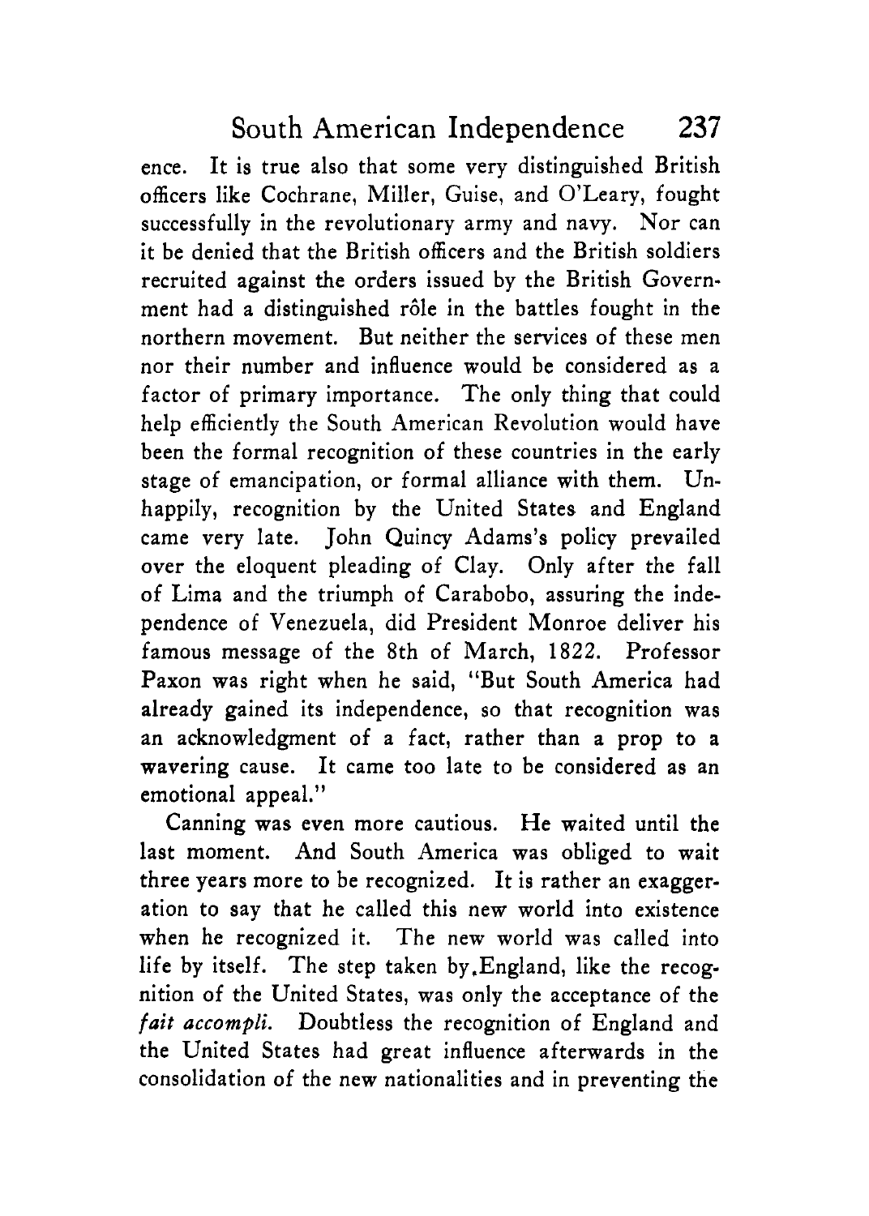ence. It is true also that some very distinguished British officers like Cochrane, Miller, Guise, and O'Leary, fought successfully in the revolutionary army and navy. Nor can it be denied that the British officers and the British soldiers recruited against the orders issued by the British Government had a distinguished rôle in the battles fought in the northern movement. But neither the services of these men nor their number and influence would be considered as a factor of primary importance. The only thing that could help efficiently the South American Revolution would have been the formal recognition of these countries in the early stage of emancipation, or formal alliance with them. Unhappily, recognition by the United States and England came very late. John Quincy Adams's policy prevailed over the eloquent pleading of Clay. Only after the fall of Lima and the triumph of Carabobo, assuring the independence of Venezuela, did President Monroe deliver his famous message of the 8th of March, 1822. Professor Paxon was right when he said, "But South America had already gained its independence, so that recognition was an acknowledgment of a fact, rather than a prop to a wavering cause. It came too late to be considered as an emotional appeal."

Canning was even more cautious. He waited until the last moment. And South America was obliged to wait three years more to be recognized. It is rather an exaggeration to say that he called this new world into existence when he recognized it. The new world was called into life by itself. The step taken by England, like the recognition of the United States, was only the acceptance of the *fait accompli.* Doubtless the recognition of England and the United States had great influence afterwards in the consolidation of the new nationalities and in preventing the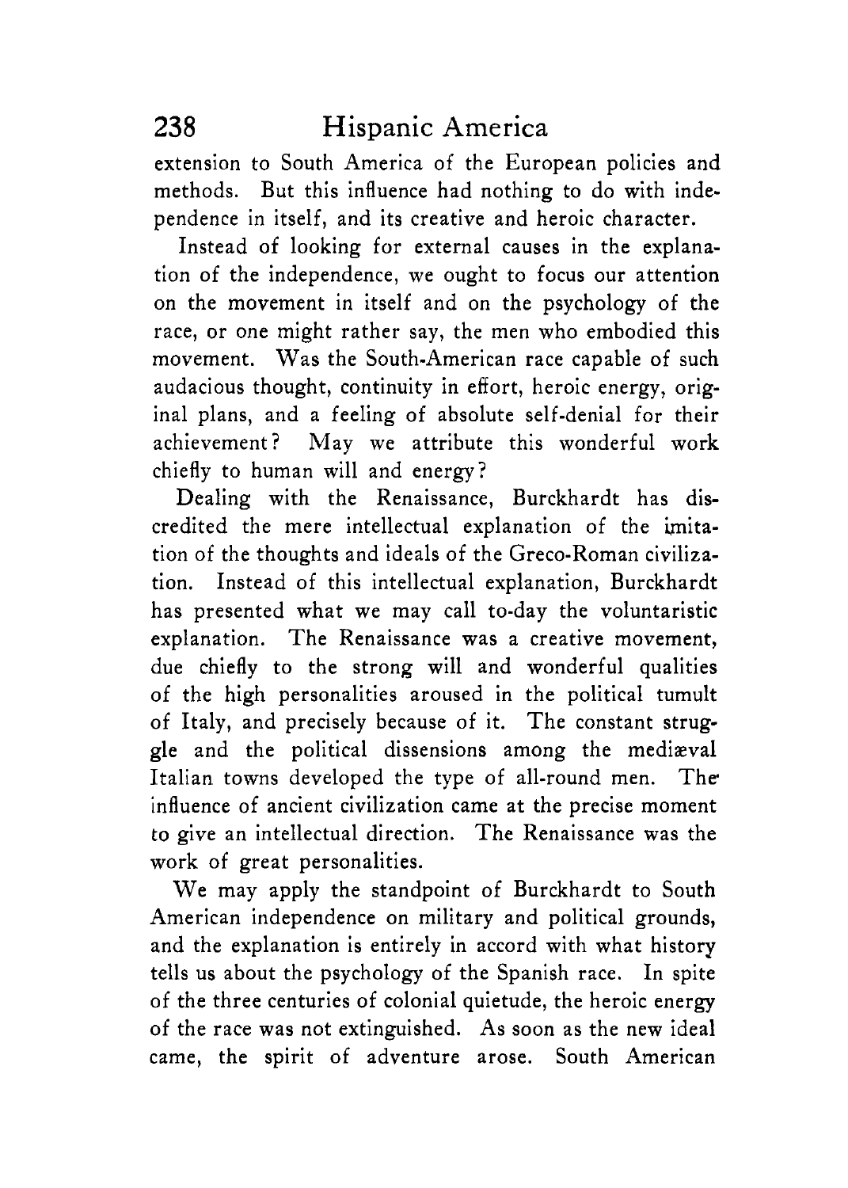extension to South America of the European policies and methods. But this influence had nothing to do with independence in itself, and its creative and heroic character.

Instead of looking for external causes in the explanation of the independence, we ought to focus our attention on the movement in itself and on the psychology of the race, or one might rather say, the men who embodied this movement. Was the South-American race capable of such audacious thought, continuity in effort, heroic energy, original plans, and a feeling of absolute self-denial for their achievement? May we attribute this wonderful work chiefly to human will and energy?

Dealing with the Renaissance, Burckhardt has discredited the mere intellectual explanation of the imitation of the thoughts and ideals of the Greco-Roman civilization. Instead of this intellectual explanation, Burckhardt has presented what we may call to-day the voluntaristic explanation. The Renaissance was a creative movement, due chiefly to the strong will and wonderful qualities of the high personalities aroused in the political tumult of Italy, and precisely because of it. The constant struggle and the political dissensions among the mediæval Italian towns developed the type of all-round men. The influence of ancient civilization came at the precise moment to give an intellectual direction. The Renaissance was the work of great personalities.

We may apply the standpoint of Burckhardt to South American independence on military and political grounds, and the explanation is entirely in accord with what history tells us about the psychology of the Spanish race. In spite of the three centuries of colonial quietude, the heroic energy of the race was not extinguished. As soon as the new ideal came, the spirit of adventure arose. South American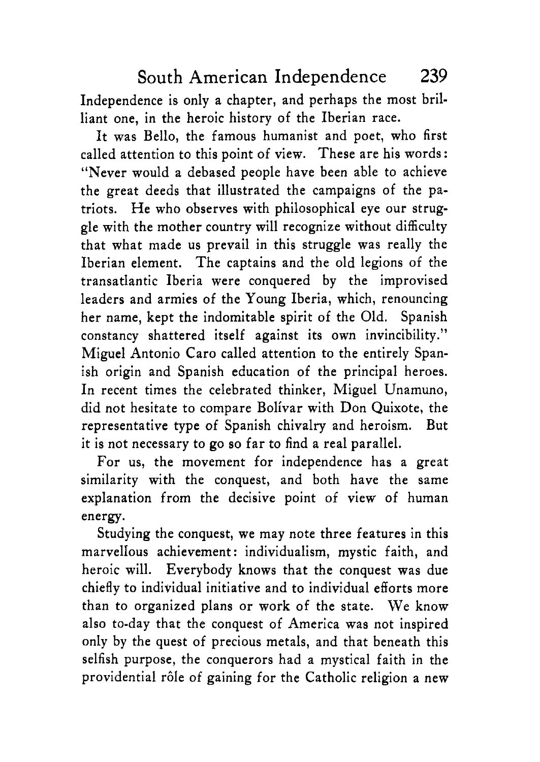Independence is only a chapter, and perhaps the most brilliant one, in the heroic history of the Iberian race.

It was Bello, the famous humanist and poet, who first called attention to this point of view. These are his words: "Never would a debased people have been able to achieve the great deeds that illustrated the campaigns of the patriots. He who observes with philosophical eye our struggle with the mother country will recognize without difficulty that what made us prevail in this struggle was really the Iberian element. The captains and the old legions of the transatlantic Iberia were conquered by the improvised leaders and armies of the Young Iberia, which, renouncing her name, kept the indomitable spirit of the Old. Spanish constancy shattered itself against its own invincibility." Miguel Antonio Caro called attention to the entirely Spanish origin and Spanish education of the principal heroes. In recent times the celebrated thinker, Miguel Unamuno, did not hesitate to compare Bolívar with Don Quixote, the representative type of Spanish chivalry and heroism. But it is not necessary to go so far to find a real parallel.

For us, the movement for independence has a great similarity with the conquest, and both have the same explanation from the decisive point of view of human energy.

Studying the conquest, we may note three features in this marvellous achievement: individualism, mystic faith, and heroic will. Everybody knows that the conquest was due chiefly to individual initiative and to individual efforts more than to organized plans or work of the state. We know also to-day that the conquest of America was not inspired only by the quest of precious metals, and that beneath this selfish purpose, the conquerors had a mystical faith in the providential rôle of gaining for the Catholic religion a new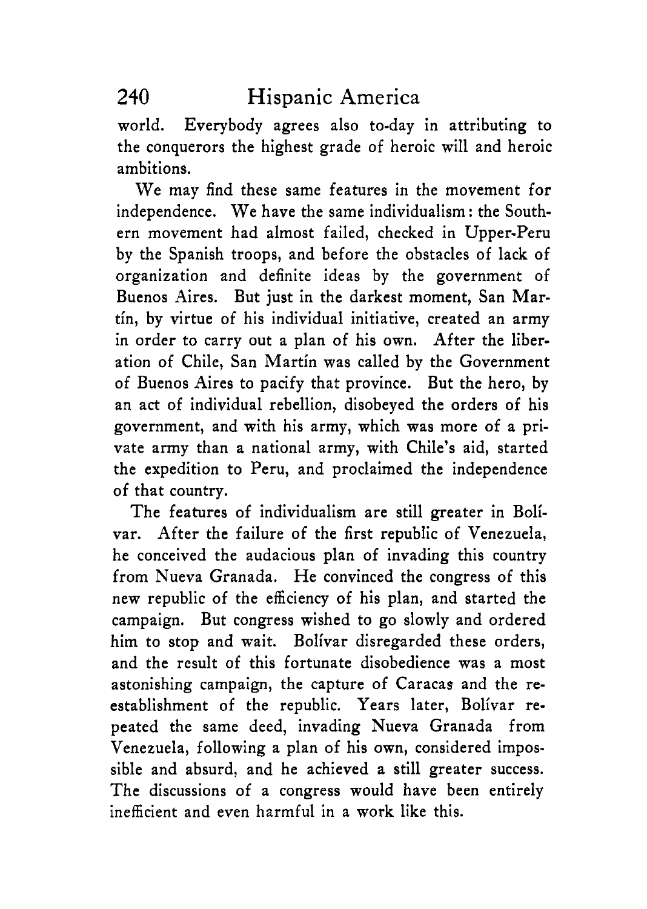world. Everybody agrees also to-day in attributing to the conquerors the highest grade of heroic will and heroic ambitions.

We may find these same features in the movement for independence. We have the same individualism: the Southern movement had almost failed, checked in Upper-Peru by the Spanish troops, and before the obstacles of lack of organization and definite ideas by the government of Buenos Aires. But just in the darkest moment, San Martín, by virtue of his individual initiative, created an army in order to carry out a plan of his own. After the liberation of Chile, San Martín was called by the Government of Buenos Aires to pacify that province. But the hero, by an act of individual rebellion, disobeyed the orders of his government, and with his army, which was more of a private army than a national army, with Chile's aid, started the expedition to Peru, and proclaimed the independence of that country.

The features of individualism are still greater in Bolívar. After the failure of the first republic of Venezuela, he conceived the audacious plan of invading this country from Nueva Granada. He convinced the congress of this new republic of the efficiency of his plan, and started the campaign. But congress wished to go slowly and ordered him to stop and wait. Bolívar disregarded these orders, and the result of this fortunate disobedience was a most astonishing campaign, the capture of Caracas and the reestablishment of the republic. Years later, Bolívar repeated the same deed, invading Nueva Granada from Venezuela, following a plan of his own, considered impossible and absurd, and he achieved a still greater success. The discussions of a congress would have been entirely inefficient and even harmful in a work like this.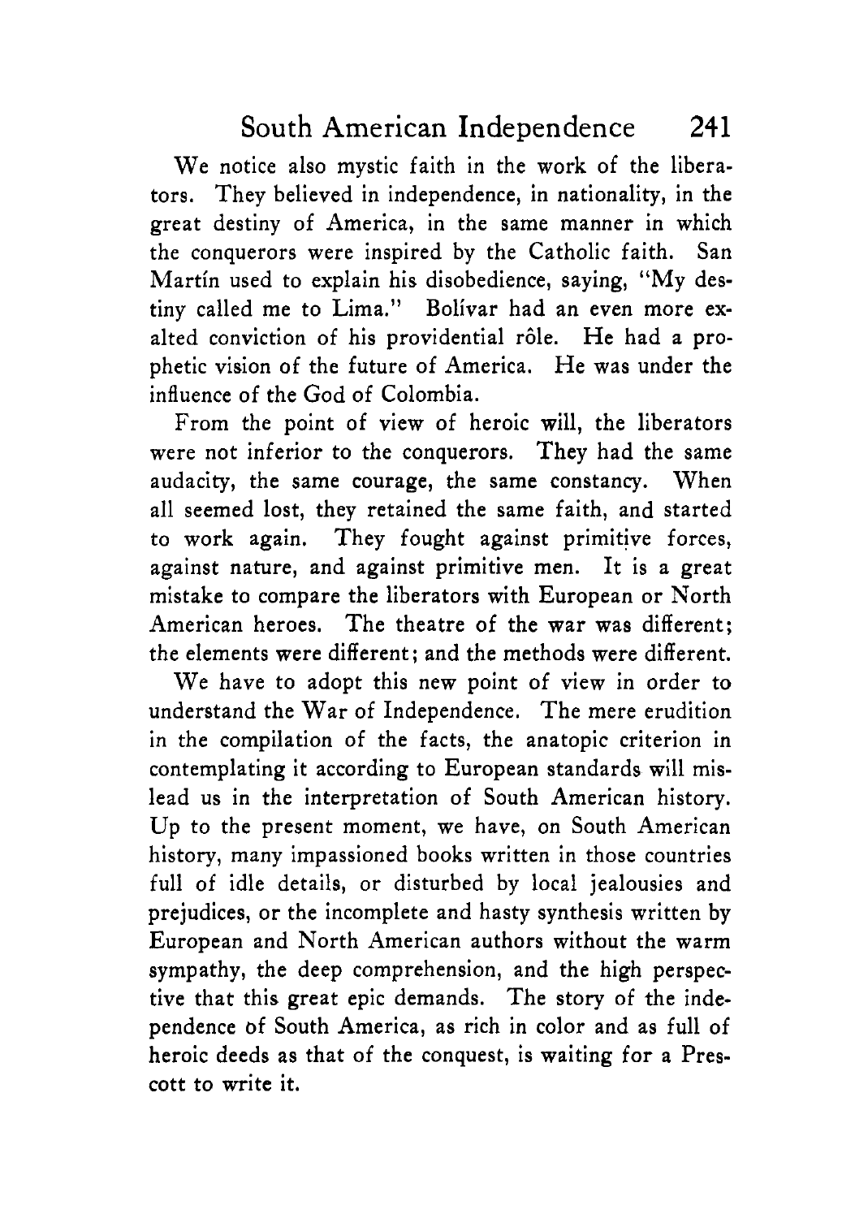We notice also mystic faith in the work of the liberators. They believed in independence, in nationality, in the great destiny of America, in the same manner in which the conquerors were inspired by the Catholic faith. San Martín used to explain his disobedience, saying, "My destiny called me to Lima." Bolívar had an even more exalted conviction of his providential rôle. He had a prophetic vision of the future of America. He was under the influence of the God of Colombia.

From the point of view of heroic will, the liberators were not inferior to the conquerors. They had the same audacity, the same courage, the same constancy. When all seemed lost, they retained the same faith, and started to work again. They fought against primitive forces, against nature, and against primitive men. It is a great mistake to compare the liberators with European or North American heroes. The theatre of the war was different; the elements were different; and the methods were different.

We have to adopt this new point of view in order to understand the War of Independence. The mere erudition in the compilation of the facts, the anatopic criterion in contemplating it according to European standards will mislead us in the interpretation of South American history. Up to the present moment, we have, on South American history, many impassioned books written in those countries full of idle details, or disturbed by local jealousies and prejudices, or the incomplete and hasty synthesis written by European and North American authors without the warm sympathy, the deep comprehension, and the high perspective that this great epic demands. The story of the independence of South America, as rich in color and as full of heroic deeds as that of the conquest, is waiting for a Prescott to write it.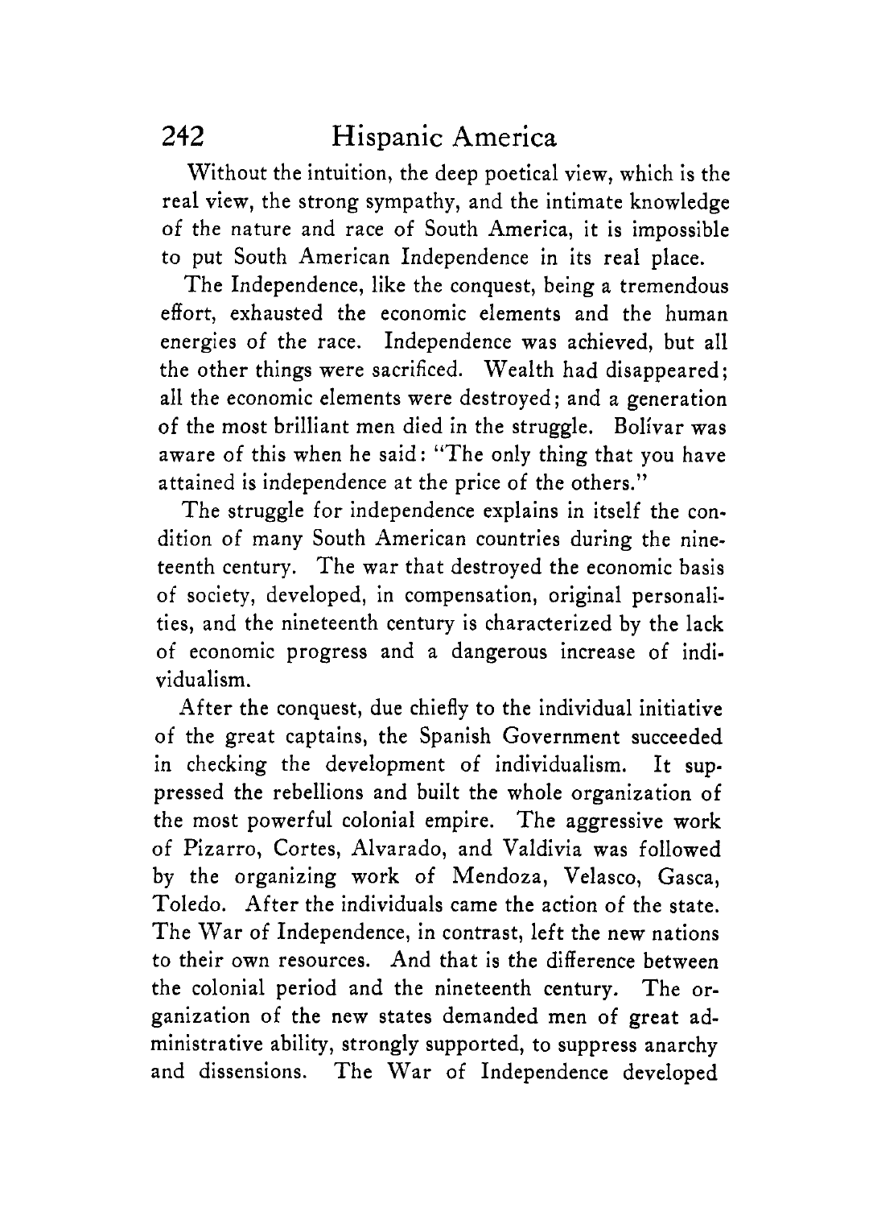Without the intuition, the deep poetical view, which is the real view, the strong sympathy, and the intimate knowledge of the nature and race of South America, it is impossible to put South American Independence in its real place.

The Independence, like the conquest, being a tremendous effort, exhausted the economic elements and the human energies of the race. Independence was achieved, but all the other things were sacrificed. Wealth had disappeared; all the economic elements were destroyed; and a generation of the most brilliant men died in the struggle. Bolívar was aware of this when he said: "The only thing that you have attained is independence at the price of the others."

The struggle for independence explains in itself the condition of many South American countries during the nineteenth century. The war that destroyed the economic basis of society, developed, in compensation, original personalities, and the nineteenth century is characterized by the lack of economic progress and a dangerous increase of individualism.

After the conquest, due chiefly to the individual initiative of the great captains, the Spanish Government succeeded in checking the development of individualism. It suppressed the rebellions and built the whole organization of the most powerful colonial empire. The aggressive work of Pizarro, Cortes, Alvarado, and Valdivia was followed by the organizing work of Mendoza, Velasco, Gasca, Toledo. After the individuals came the action of the state. The War of Independence, in contrast, left the new nations to their own resources. And that is the difference between the colonial period and the nineteenth century. The organization of the new states demanded men of great administrative ability, strongly supported, to suppress anarchy and dissensions. The War of Independence developed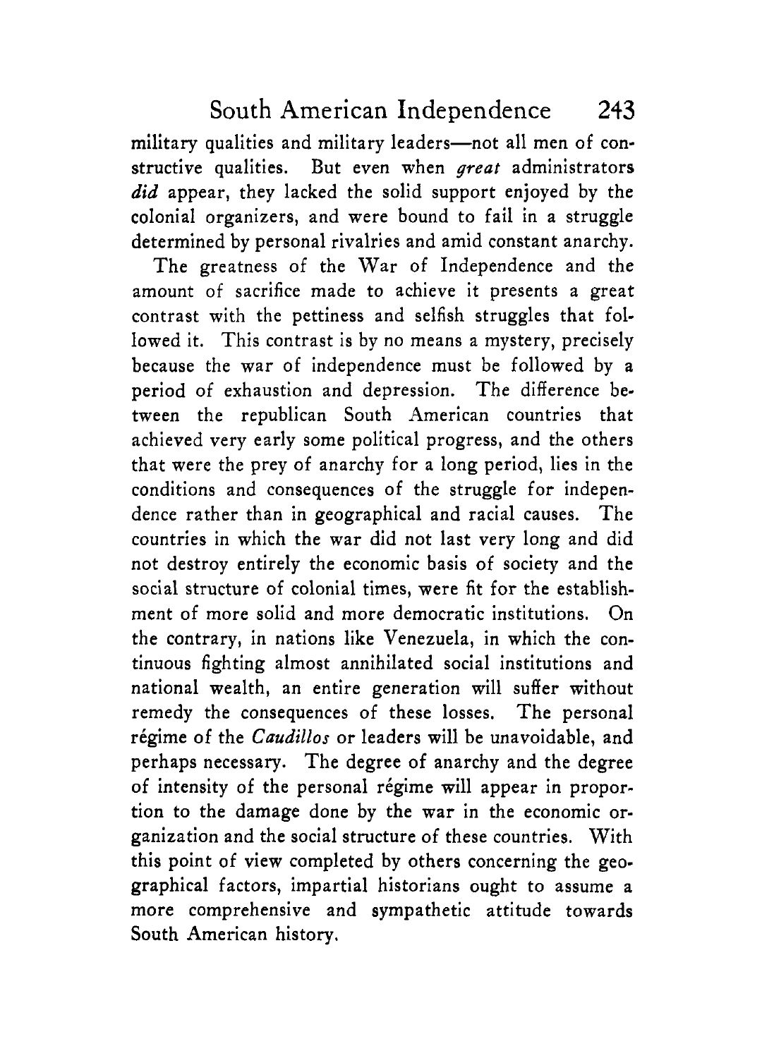military qualities and military leaders—not all men of constructive qualities. But even when *great* administrators *did* appear, they lacked the solid support enjoyed by the colonial organizers, and were bound to fail in a struggle determined by personal rivalries and amid constant anarchy.

The greatness of the War of Independence and the amount of sacrifice made to achieve it presents a great contrast with the pettiness and selfish struggles that followed it. This contrast is by no means a mystery, precisely because the war of independence must be followed by a period of exhaustion and depression. The difference between the republican South American countries that achieved very early some political progress, and the others that were the prey of anarchy for a long period, lies in the conditions and consequences of the struggle for independence rather than in geographical and racial causes. The countries in which the war did not last very long and did not destroy entirely the economic basis of society and the social structure of colonial times, were fit for the establishment of more solid and more democratic institutions. On the contrary, in nations like Venezuela, in which the continuous fighting almost annihilated social institutions and national wealth, an entire generation will suffer without remedy the consequences of these losses. The personal régime of the *Caudillos* or leaders will be unavoidable, and perhaps necessary. The degree of anarchy and the degree of intensity of the personal régime will appear in proportion to the damage done by the war in the economic organization and the social structure of these countries. With this point of view completed by others concerning the geographical factors, impartial historians ought to assume a more comprehensive and sympathetic attitude towards South American history.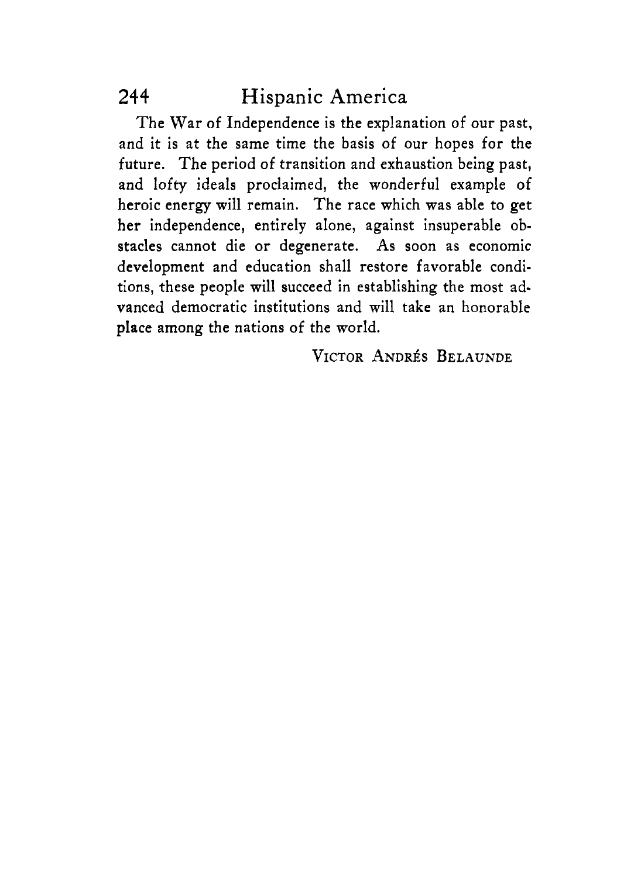The War of Independence is the explanation of our past, and it is at the same time the basis of our hopes for the future. The period of transition and exhaustion being past, and lofty ideals proclaimed, the wonderful example of heroic energy will remain. The race which was able to get her independence, entirely alone, against insuperable obstacles cannot die or degenerate. As soon as economic development and education shall restore favorable conditions, these people will succeed in establishing the most advanced democratic institutions and will take an honorable place among the nations of the world.

VICTOR ANDRÉS BELAUNDE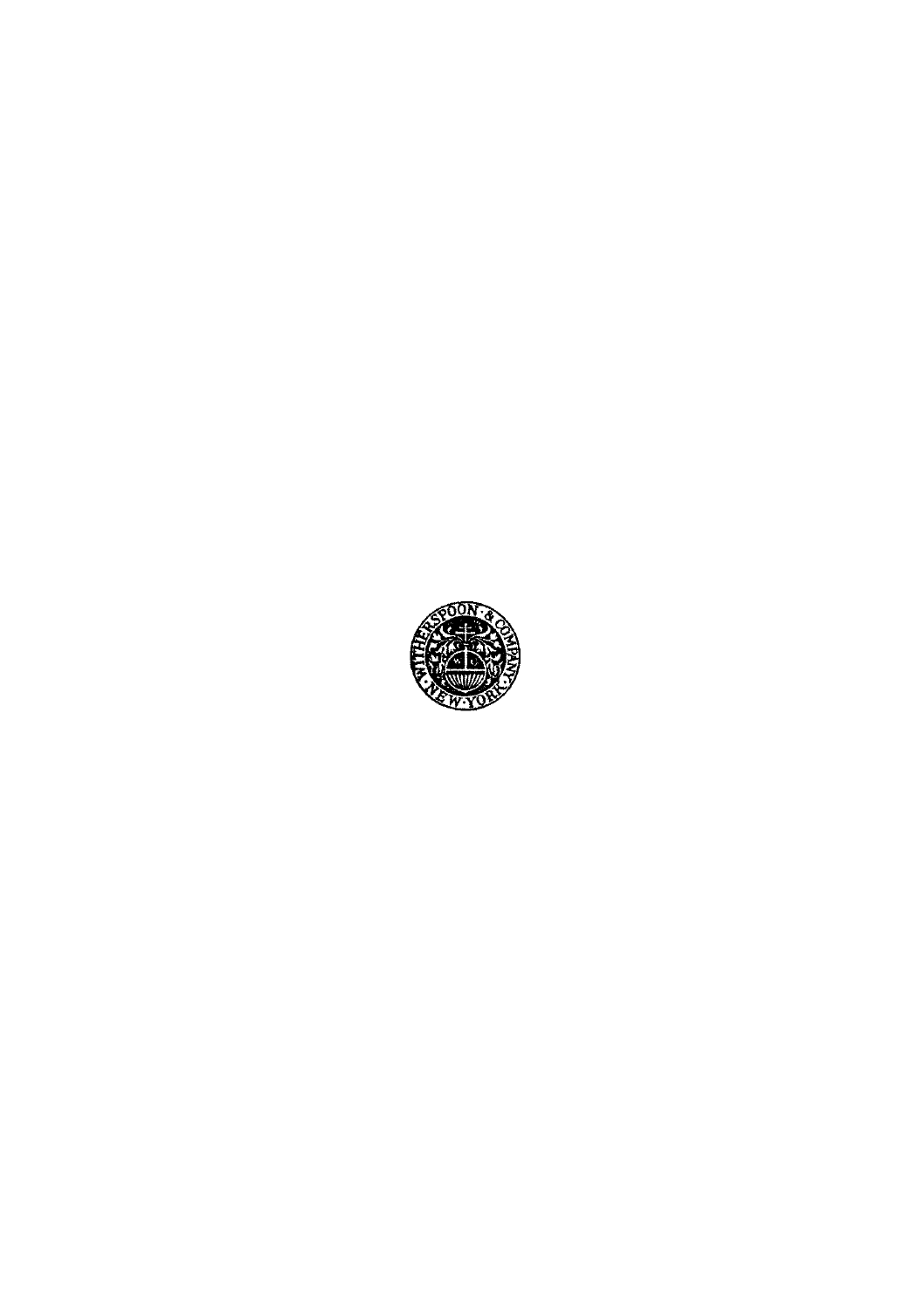WITHERSPOON & COMPANY · NEW YORK